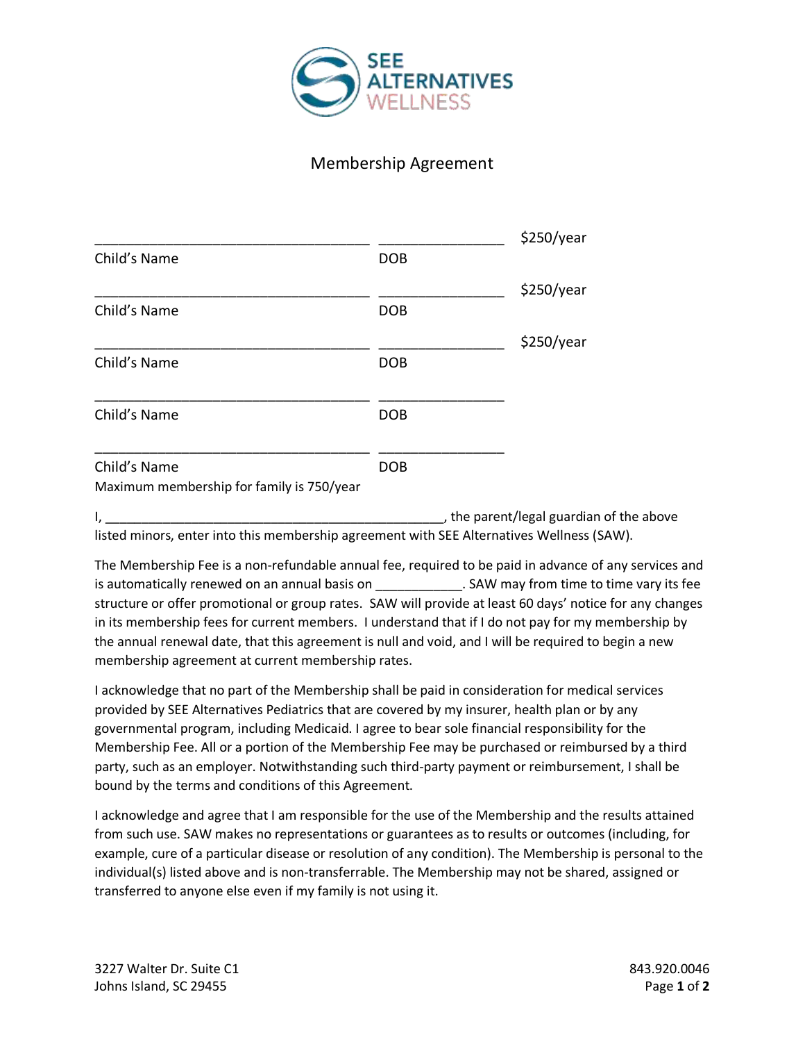SEE ALTERNATIVES WELLNESS

# Membership Agreement

| | | |
|---|---|---|
| ___________________________________ | ________________ | $250/year |
| Child's Name | DOB | |
| ___________________________________ | ________________ | $250/year |
| Child's Name | DOB | |
| ___________________________________ | ________________ | $250/year |
| Child's Name | DOB | |
| ___________________________________ | ________________ | |
| Child's Name | DOB | |
| ___________________________________ | ________________ | |
| Child's Name | DOB | |

Maximum membership for family is 750/year

I, _______________________________________________, the parent/legal guardian of the above listed minors, enter into this membership agreement with SEE Alternatives Wellness (SAW).

The Membership Fee is a non-refundable annual fee, required to be paid in advance of any services and is automatically renewed on an annual basis on ____________. SAW may from time to time vary its fee structure or offer promotional or group rates. SAW will provide at least 60 days' notice for any changes in its membership fees for current members. I understand that if I do not pay for my membership by the annual renewal date, that this agreement is null and void, and I will be required to begin a new membership agreement at current membership rates.

I acknowledge that no part of the Membership shall be paid in consideration for medical services provided by SEE Alternatives Pediatrics that are covered by my insurer, health plan or by any governmental program, including Medicaid. I agree to bear sole financial responsibility for the Membership Fee. All or a portion of the Membership Fee may be purchased or reimbursed by a third party, such as an employer. Notwithstanding such third-party payment or reimbursement, I shall be bound by the terms and conditions of this Agreement.

I acknowledge and agree that I am responsible for the use of the Membership and the results attained from such use. SAW makes no representations or guarantees as to results or outcomes (including, for example, cure of a particular disease or resolution of any condition). The Membership is personal to the individual(s) listed above and is non-transferrable. The Membership may not be shared, assigned or transferred to anyone else even if my family is not using it.

3227 Walter Dr. Suite C1
Johns Island, SC 29455

843.920.0046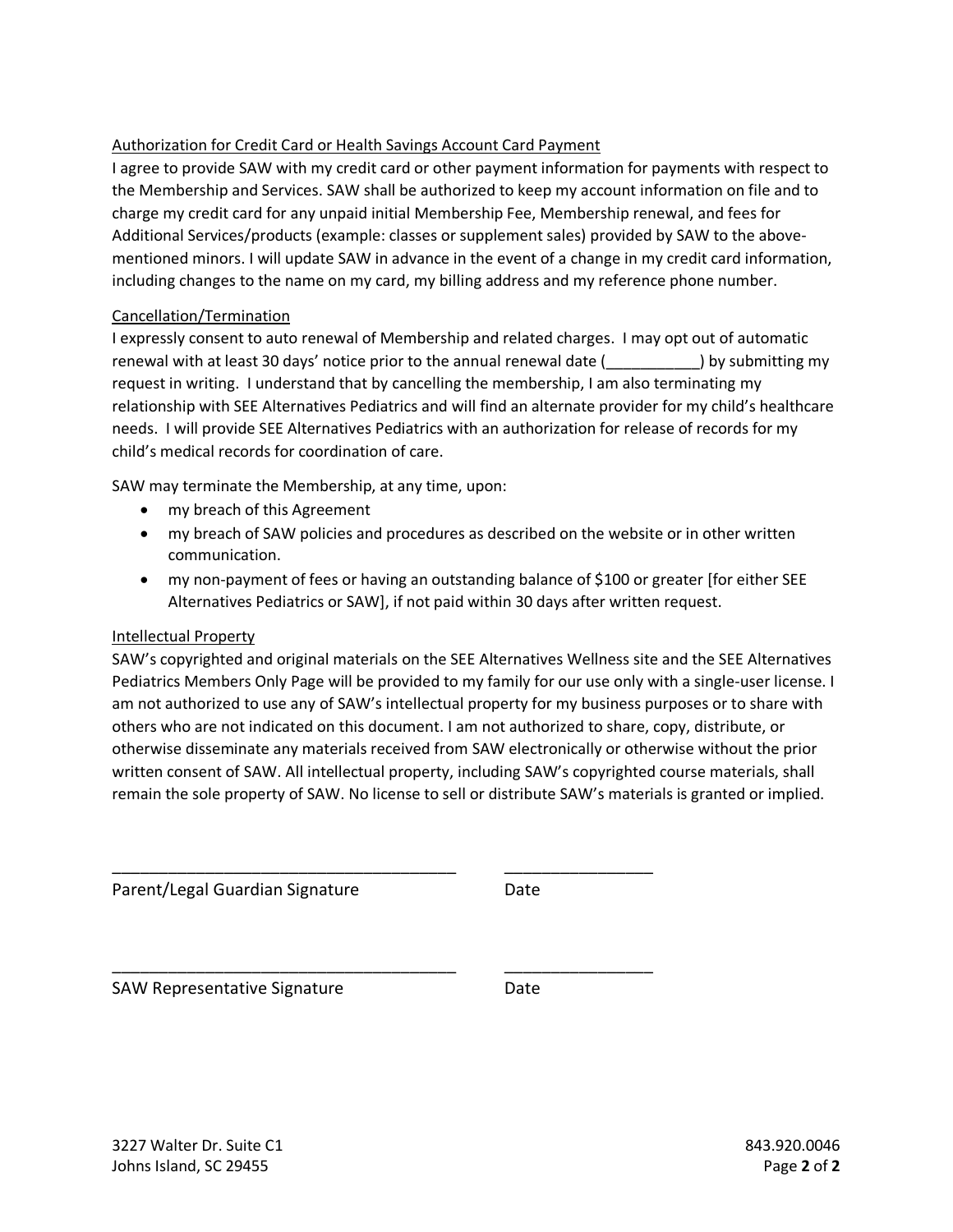<u>Authorization for Credit Card or Health Savings Account Card Payment</u>

I agree to provide SAW with my credit card or other payment information for payments with respect to the Membership and Services. SAW shall be authorized to keep my account information on file and to charge my credit card for any unpaid initial Membership Fee, Membership renewal, and fees for Additional Services/products (example: classes or supplement sales) provided by SAW to the above-mentioned minors. I will update SAW in advance in the event of a change in my credit card information, including changes to the name on my card, my billing address and my reference phone number.

<u>Cancellation/Termination</u>

I expressly consent to auto renewal of Membership and related charges. I may opt out of automatic renewal with at least 30 days' notice prior to the annual renewal date (___________) by submitting my request in writing. I understand that by cancelling the membership, I am also terminating my relationship with SEE Alternatives Pediatrics and will find an alternate provider for my child's healthcare needs. I will provide SEE Alternatives Pediatrics with an authorization for release of records for my child's medical records for coordination of care.

SAW may terminate the Membership, at any time, upon:

- my breach of this Agreement
- my breach of SAW policies and procedures as described on the website or in other written communication.
- my non-payment of fees or having an outstanding balance of $100 or greater [for either SEE Alternatives Pediatrics or SAW], if not paid within 30 days after written request.

<u>Intellectual Property</u>

SAW's copyrighted and original materials on the SEE Alternatives Wellness site and the SEE Alternatives Pediatrics Members Only Page will be provided to my family for our use only with a single-user license. I am not authorized to use any of SAW's intellectual property for my business purposes or to share with others who are not indicated on this document. I am not authorized to share, copy, distribute, or otherwise disseminate any materials received from SAW electronically or otherwise without the prior written consent of SAW. All intellectual property, including SAW's copyrighted course materials, shall remain the sole property of SAW. No license to sell or distribute SAW's materials is granted or implied.

_______________________________________ ________________

Parent/Legal Guardian Signature Date

_______________________________________ ________________

SAW Representative Signature Date

3227 Walter Dr. Suite C1
Johns Island, SC 29455

843.920.0046